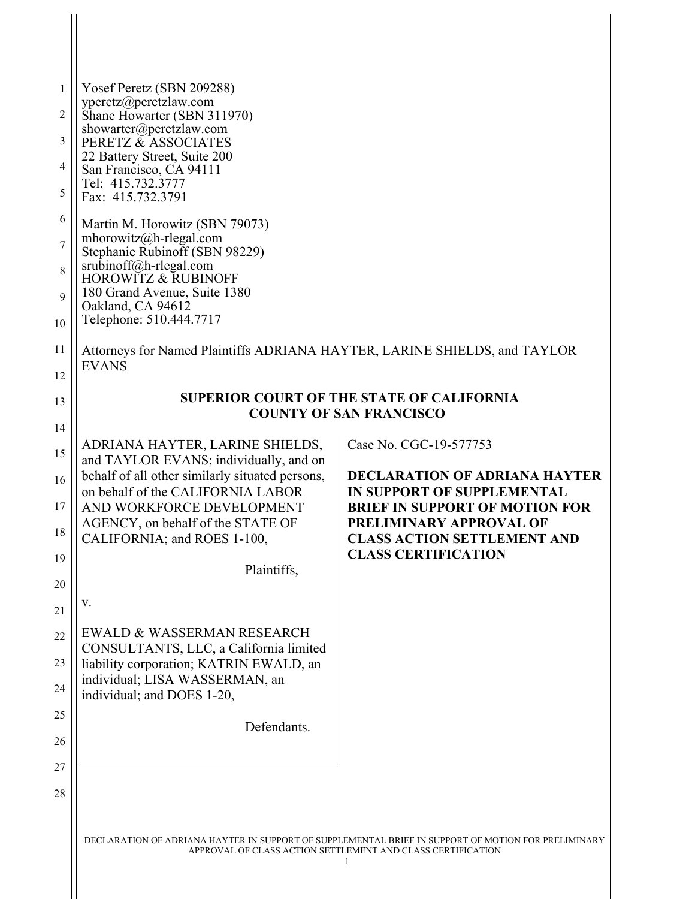Yosef Peretz (SBN 209288)
yperetz@peretzlaw.com
Shane Howarter (SBN 311970)
showarter@peretzlaw.com
PERETZ & ASSOCIATES
22 Battery Street, Suite 200
San Francisco, CA 94111
Tel: 415.732.3777
Fax: 415.732.3791

Martin M. Horowitz (SBN 79073)
mhorowitz@h-rlegal.com
Stephanie Rubinoff (SBN 98229)
srubinoff@h-rlegal.com
HOROWITZ & RUBINOFF
180 Grand Avenue, Suite 1380
Oakland, CA 94612
Telephone: 510.444.7717

Attorneys for Named Plaintiffs ADRIANA HAYTER, LARINE SHIELDS, and TAYLOR EVANS

**SUPERIOR COURT OF THE STATE OF CALIFORNIA**
**COUNTY OF SAN FRANCISCO**

ADRIANA HAYTER, LARINE SHIELDS, and TAYLOR EVANS; individually, and on behalf of all other similarly situated persons, on behalf of the CALIFORNIA LABOR AND WORKFORCE DEVELOPMENT AGENCY, on behalf of the STATE OF CALIFORNIA; and ROES 1-100,

Plaintiffs,

v.

EWALD & WASSERMAN RESEARCH CONSULTANTS, LLC, a California limited liability corporation; KATRIN EWALD, an individual; LISA WASSERMAN, an individual; and DOES 1-20,

Defendants.

Case No. CGC-19-577753

**DECLARATION OF ADRIANA HAYTER IN SUPPORT OF SUPPLEMENTAL BRIEF IN SUPPORT OF MOTION FOR PRELIMINARY APPROVAL OF CLASS ACTION SETTLEMENT AND CLASS CERTIFICATION**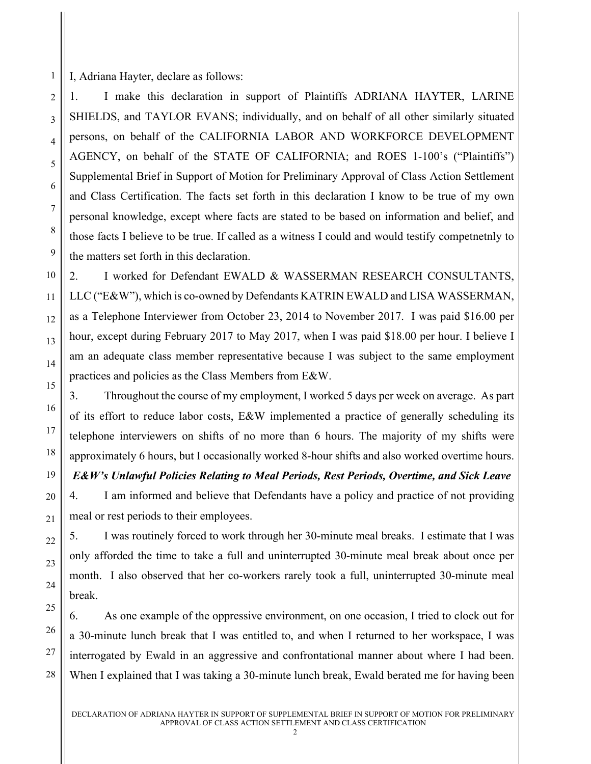I, Adriana Hayter, declare as follows:

1. I make this declaration in support of Plaintiffs ADRIANA HAYTER, LARINE SHIELDS, and TAYLOR EVANS; individually, and on behalf of all other similarly situated persons, on behalf of the CALIFORNIA LABOR AND WORKFORCE DEVELOPMENT AGENCY, on behalf of the STATE OF CALIFORNIA; and ROES 1-100's ("Plaintiffs") Supplemental Brief in Support of Motion for Preliminary Approval of Class Action Settlement and Class Certification. The facts set forth in this declaration I know to be true of my own personal knowledge, except where facts are stated to be based on information and belief, and those facts I believe to be true. If called as a witness I could and would testify competnetnly to the matters set forth in this declaration.

2. I worked for Defendant EWALD & WASSERMAN RESEARCH CONSULTANTS, LLC ("E&W"), which is co-owned by Defendants KATRIN EWALD and LISA WASSERMAN, as a Telephone Interviewer from October 23, 2014 to November 2017. I was paid $16.00 per hour, except during February 2017 to May 2017, when I was paid $18.00 per hour. I believe I am an adequate class member representative because I was subject to the same employment practices and policies as the Class Members from E&W.

3. Throughout the course of my employment, I worked 5 days per week on average. As part of its effort to reduce labor costs, E&W implemented a practice of generally scheduling its telephone interviewers on shifts of no more than 6 hours. The majority of my shifts were approximately 6 hours, but I occasionally worked 8-hour shifts and also worked overtime hours.

***E&W's Unlawful Policies Relating to Meal Periods, Rest Periods, Overtime, and Sick Leave***

4. I am informed and believe that Defendants have a policy and practice of not providing meal or rest periods to their employees.

5. I was routinely forced to work through her 30-minute meal breaks. I estimate that I was only afforded the time to take a full and uninterrupted 30-minute meal break about once per month. I also observed that her co-workers rarely took a full, uninterrupted 30-minute meal break.

6. As one example of the oppressive environment, on one occasion, I tried to clock out for a 30-minute lunch break that I was entitled to, and when I returned to her workspace, I was interrogated by Ewald in an aggressive and confrontational manner about where I had been. When I explained that I was taking a 30-minute lunch break, Ewald berated me for having been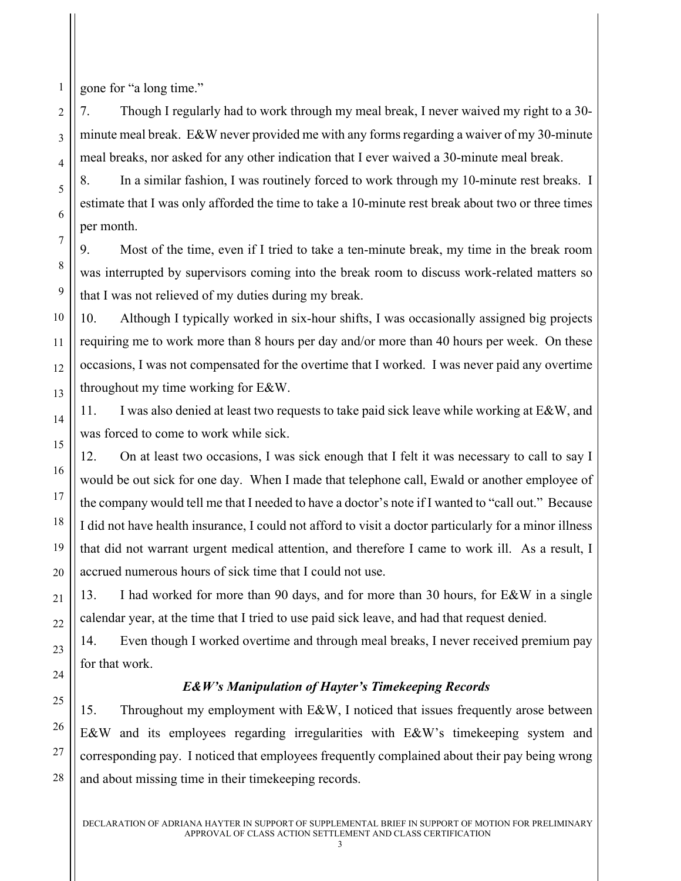gone for "a long time."

7. Though I regularly had to work through my meal break, I never waived my right to a 30-minute meal break. E&W never provided me with any forms regarding a waiver of my 30-minute meal breaks, nor asked for any other indication that I ever waived a 30-minute meal break.

8. In a similar fashion, I was routinely forced to work through my 10-minute rest breaks. I estimate that I was only afforded the time to take a 10-minute rest break about two or three times per month.

9. Most of the time, even if I tried to take a ten-minute break, my time in the break room was interrupted by supervisors coming into the break room to discuss work-related matters so that I was not relieved of my duties during my break.

10. Although I typically worked in six-hour shifts, I was occasionally assigned big projects requiring me to work more than 8 hours per day and/or more than 40 hours per week. On these occasions, I was not compensated for the overtime that I worked. I was never paid any overtime throughout my time working for E&W.

11. I was also denied at least two requests to take paid sick leave while working at E&W, and was forced to come to work while sick.

12. On at least two occasions, I was sick enough that I felt it was necessary to call to say I would be out sick for one day. When I made that telephone call, Ewald or another employee of the company would tell me that I needed to have a doctor's note if I wanted to "call out." Because I did not have health insurance, I could not afford to visit a doctor particularly for a minor illness that did not warrant urgent medical attention, and therefore I came to work ill. As a result, I accrued numerous hours of sick time that I could not use.

13. I had worked for more than 90 days, and for more than 30 hours, for E&W in a single calendar year, at the time that I tried to use paid sick leave, and had that request denied.

14. Even though I worked overtime and through meal breaks, I never received premium pay for that work.

### *E&W's Manipulation of Hayter's Timekeeping Records*

15. Throughout my employment with E&W, I noticed that issues frequently arose between E&W and its employees regarding irregularities with E&W's timekeeping system and corresponding pay. I noticed that employees frequently complained about their pay being wrong and about missing time in their timekeeping records.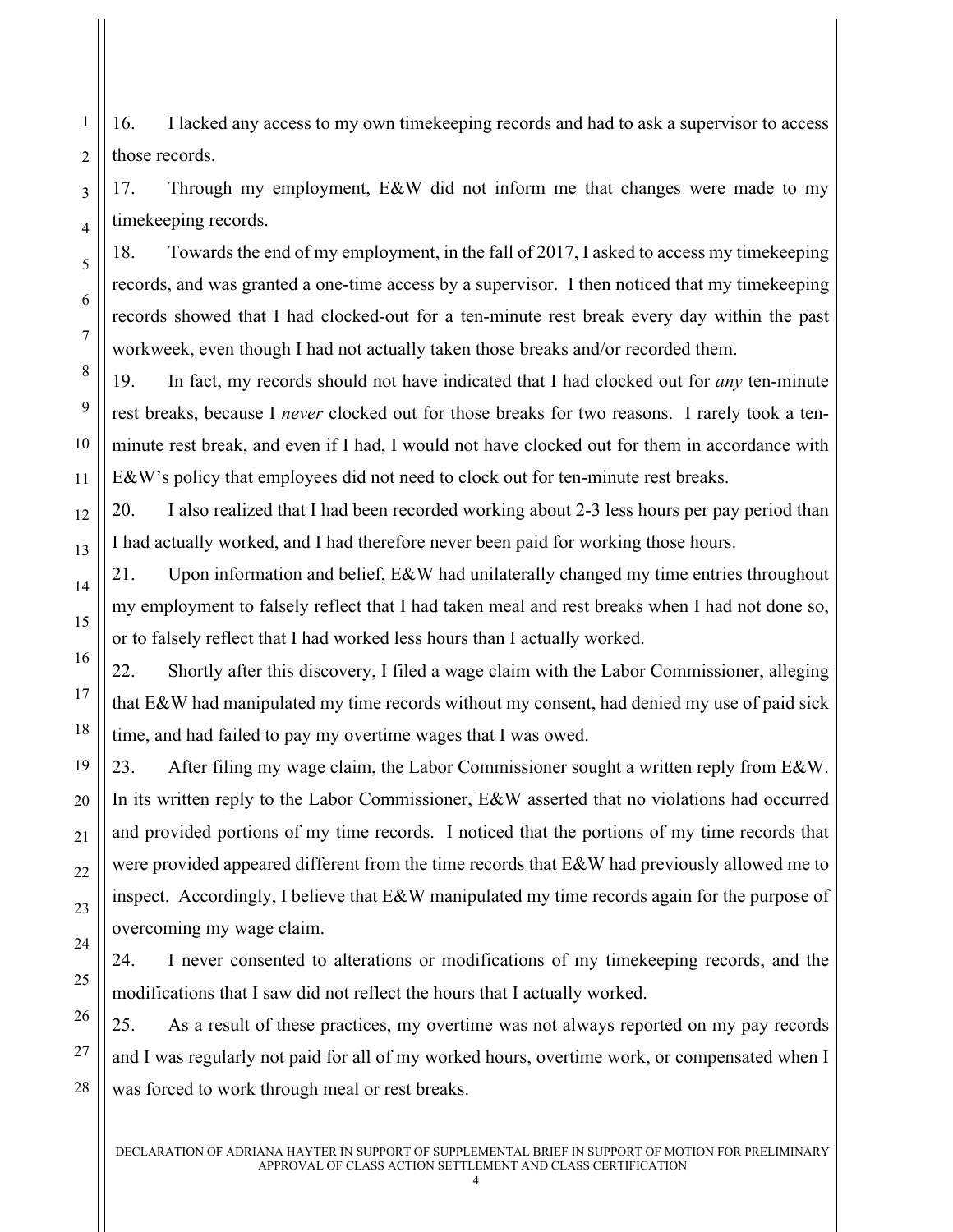16. I lacked any access to my own timekeeping records and had to ask a supervisor to access those records.

17. Through my employment, E&W did not inform me that changes were made to my timekeeping records.

18. Towards the end of my employment, in the fall of 2017, I asked to access my timekeeping records, and was granted a one-time access by a supervisor. I then noticed that my timekeeping records showed that I had clocked-out for a ten-minute rest break every day within the past workweek, even though I had not actually taken those breaks and/or recorded them.

19. In fact, my records should not have indicated that I had clocked out for *any* ten-minute rest breaks, because I *never* clocked out for those breaks for two reasons. I rarely took a ten-minute rest break, and even if I had, I would not have clocked out for them in accordance with E&W's policy that employees did not need to clock out for ten-minute rest breaks.

20. I also realized that I had been recorded working about 2-3 less hours per pay period than I had actually worked, and I had therefore never been paid for working those hours.

21. Upon information and belief, E&W had unilaterally changed my time entries throughout my employment to falsely reflect that I had taken meal and rest breaks when I had not done so, or to falsely reflect that I had worked less hours than I actually worked.

22. Shortly after this discovery, I filed a wage claim with the Labor Commissioner, alleging that E&W had manipulated my time records without my consent, had denied my use of paid sick time, and had failed to pay my overtime wages that I was owed.

23. After filing my wage claim, the Labor Commissioner sought a written reply from E&W. In its written reply to the Labor Commissioner, E&W asserted that no violations had occurred and provided portions of my time records. I noticed that the portions of my time records that were provided appeared different from the time records that E&W had previously allowed me to inspect. Accordingly, I believe that E&W manipulated my time records again for the purpose of overcoming my wage claim.

24. I never consented to alterations or modifications of my timekeeping records, and the modifications that I saw did not reflect the hours that I actually worked.

25. As a result of these practices, my overtime was not always reported on my pay records and I was regularly not paid for all of my worked hours, overtime work, or compensated when I was forced to work through meal or rest breaks.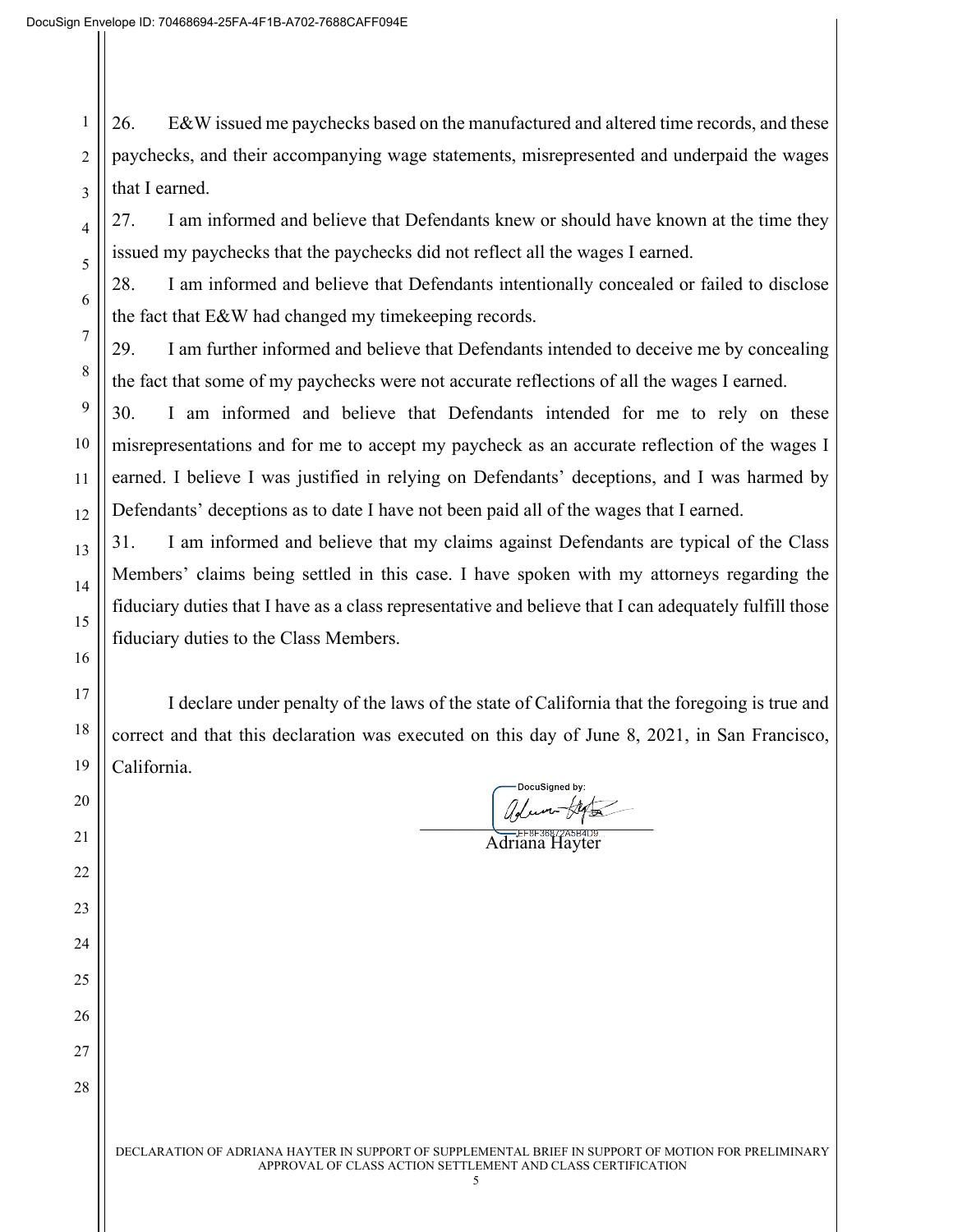26. E&W issued me paychecks based on the manufactured and altered time records, and these paychecks, and their accompanying wage statements, misrepresented and underpaid the wages that I earned.

27. I am informed and believe that Defendants knew or should have known at the time they issued my paychecks that the paychecks did not reflect all the wages I earned.

28. I am informed and believe that Defendants intentionally concealed or failed to disclose the fact that E&W had changed my timekeeping records.

29. I am further informed and believe that Defendants intended to deceive me by concealing the fact that some of my paychecks were not accurate reflections of all the wages I earned.

30. I am informed and believe that Defendants intended for me to rely on these misrepresentations and for me to accept my paycheck as an accurate reflection of the wages I earned. I believe I was justified in relying on Defendants' deceptions, and I was harmed by Defendants' deceptions as to date I have not been paid all of the wages that I earned.

31. I am informed and believe that my claims against Defendants are typical of the Class Members' claims being settled in this case. I have spoken with my attorneys regarding the fiduciary duties that I have as a class representative and believe that I can adequately fulfill those fiduciary duties to the Class Members.

I declare under penalty of the laws of the state of California that the foregoing is true and correct and that this declaration was executed on this day of June 8, 2021, in San Francisco, California.

DocuSigned by:

EF8F36872A5B4D9

Adriana Hayter

DECLARATION OF ADRIANA HAYTER IN SUPPORT OF SUPPLEMENTAL BRIEF IN SUPPORT OF MOTION FOR PRELIMINARY APPROVAL OF CLASS ACTION SETTLEMENT AND CLASS CERTIFICATION